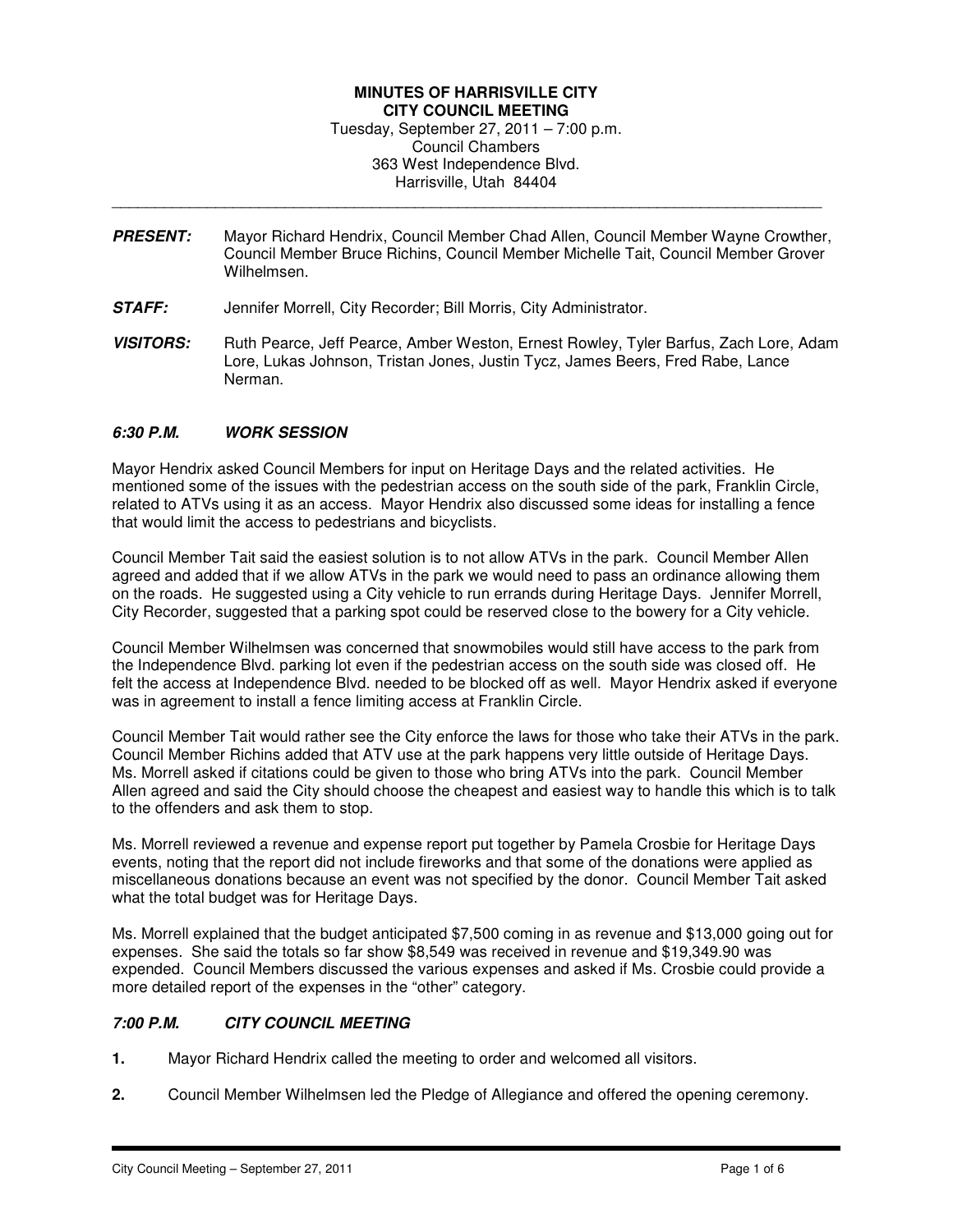**MINUTES OF HARRISVILLE CITY**
**CITY COUNCIL MEETING**

Tuesday, September 27, 2011 – 7:00 p.m.
Council Chambers
363 West Independence Blvd.
Harrisville, Utah 84404

---

***PRESENT:*** Mayor Richard Hendrix, Council Member Chad Allen, Council Member Wayne Crowther, Council Member Bruce Richins, Council Member Michelle Tait, Council Member Grover Wilhelmsen.

***STAFF:*** Jennifer Morrell, City Recorder; Bill Morris, City Administrator.

***VISITORS:*** Ruth Pearce, Jeff Pearce, Amber Weston, Ernest Rowley, Tyler Barfus, Zach Lore, Adam Lore, Lukas Johnson, Tristan Jones, Justin Tycz, James Beers, Fred Rabe, Lance Nerman.

### *6:30 P.M. WORK SESSION*

Mayor Hendrix asked Council Members for input on Heritage Days and the related activities. He mentioned some of the issues with the pedestrian access on the south side of the park, Franklin Circle, related to ATVs using it as an access. Mayor Hendrix also discussed some ideas for installing a fence that would limit the access to pedestrians and bicyclists.

Council Member Tait said the easiest solution is to not allow ATVs in the park. Council Member Allen agreed and added that if we allow ATVs in the park we would need to pass an ordinance allowing them on the roads. He suggested using a City vehicle to run errands during Heritage Days. Jennifer Morrell, City Recorder, suggested that a parking spot could be reserved close to the bowery for a City vehicle.

Council Member Wilhelmsen was concerned that snowmobiles would still have access to the park from the Independence Blvd. parking lot even if the pedestrian access on the south side was closed off. He felt the access at Independence Blvd. needed to be blocked off as well. Mayor Hendrix asked if everyone was in agreement to install a fence limiting access at Franklin Circle.

Council Member Tait would rather see the City enforce the laws for those who take their ATVs in the park. Council Member Richins added that ATV use at the park happens very little outside of Heritage Days. Ms. Morrell asked if citations could be given to those who bring ATVs into the park. Council Member Allen agreed and said the City should choose the cheapest and easiest way to handle this which is to talk to the offenders and ask them to stop.

Ms. Morrell reviewed a revenue and expense report put together by Pamela Crosbie for Heritage Days events, noting that the report did not include fireworks and that some of the donations were applied as miscellaneous donations because an event was not specified by the donor. Council Member Tait asked what the total budget was for Heritage Days.

Ms. Morrell explained that the budget anticipated $7,500 coming in as revenue and $13,000 going out for expenses. She said the totals so far show $8,549 was received in revenue and $19,349.90 was expended. Council Members discussed the various expenses and asked if Ms. Crosbie could provide a more detailed report of the expenses in the "other" category.

### *7:00 P.M. CITY COUNCIL MEETING*

**1.** Mayor Richard Hendrix called the meeting to order and welcomed all visitors.

**2.** Council Member Wilhelmsen led the Pledge of Allegiance and offered the opening ceremony.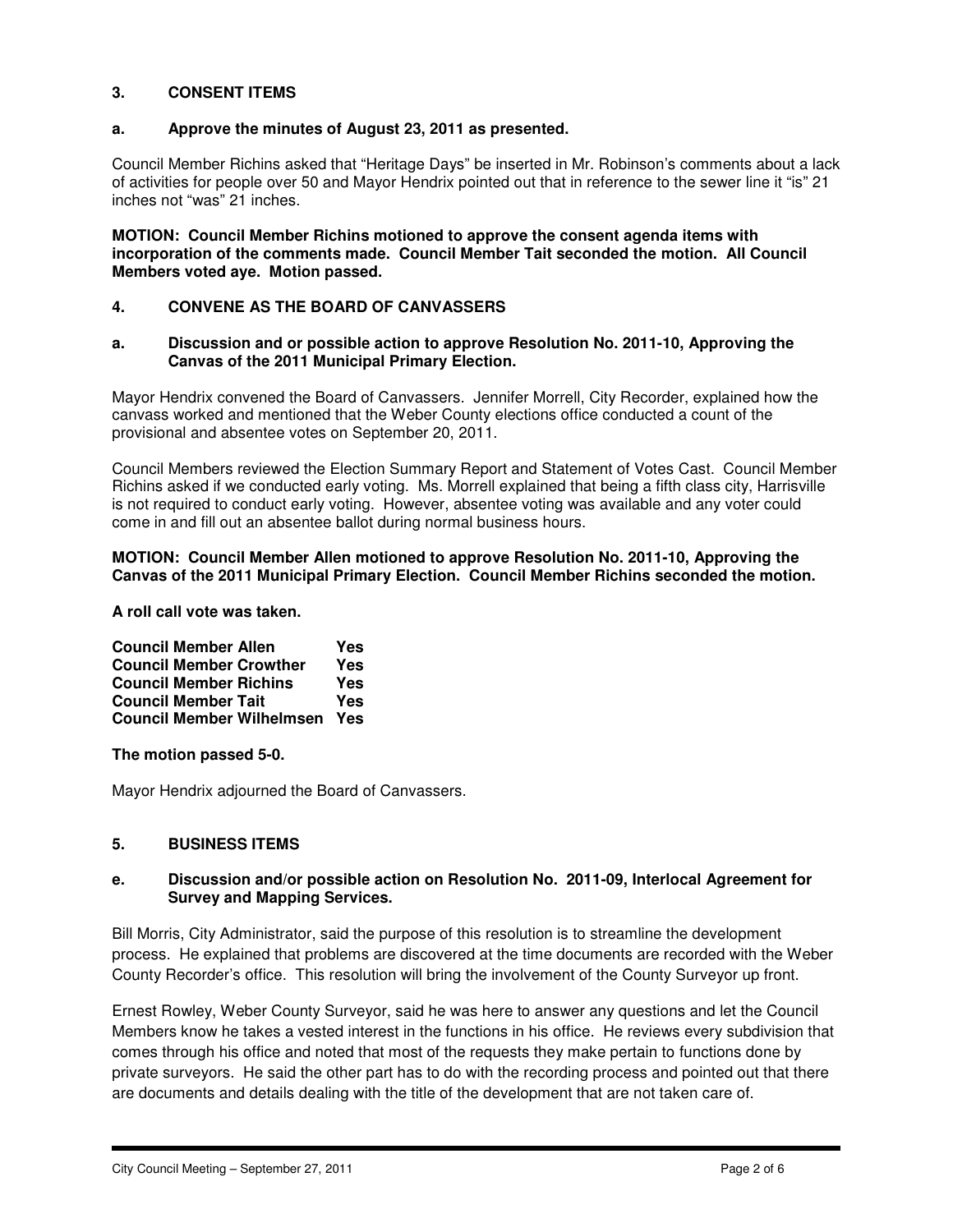### 3. CONSENT ITEMS

**a. Approve the minutes of August 23, 2011 as presented.**

Council Member Richins asked that "Heritage Days" be inserted in Mr. Robinson's comments about a lack of activities for people over 50 and Mayor Hendrix pointed out that in reference to the sewer line it "is" 21 inches not "was" 21 inches.

**MOTION: Council Member Richins motioned to approve the consent agenda items with incorporation of the comments made. Council Member Tait seconded the motion. All Council Members voted aye. Motion passed.**

### 4. CONVENE AS THE BOARD OF CANVASSERS

**a. Discussion and or possible action to approve Resolution No. 2011-10, Approving the Canvas of the 2011 Municipal Primary Election.**

Mayor Hendrix convened the Board of Canvassers. Jennifer Morrell, City Recorder, explained how the canvass worked and mentioned that the Weber County elections office conducted a count of the provisional and absentee votes on September 20, 2011.

Council Members reviewed the Election Summary Report and Statement of Votes Cast. Council Member Richins asked if we conducted early voting. Ms. Morrell explained that being a fifth class city, Harrisville is not required to conduct early voting. However, absentee voting was available and any voter could come in and fill out an absentee ballot during normal business hours.

**MOTION: Council Member Allen motioned to approve Resolution No. 2011-10, Approving the Canvas of the 2011 Municipal Primary Election. Council Member Richins seconded the motion.**

**A roll call vote was taken.**

| | |
|---|---|
| **Council Member Allen** | **Yes** |
| **Council Member Crowther** | **Yes** |
| **Council Member Richins** | **Yes** |
| **Council Member Tait** | **Yes** |
| **Council Member Wilhelmsen** | **Yes** |

**The motion passed 5-0.**

Mayor Hendrix adjourned the Board of Canvassers.

### 5. BUSINESS ITEMS

**e. Discussion and/or possible action on Resolution No. 2011-09, Interlocal Agreement for Survey and Mapping Services.**

Bill Morris, City Administrator, said the purpose of this resolution is to streamline the development process. He explained that problems are discovered at the time documents are recorded with the Weber County Recorder's office. This resolution will bring the involvement of the County Surveyor up front.

Ernest Rowley, Weber County Surveyor, said he was here to answer any questions and let the Council Members know he takes a vested interest in the functions in his office. He reviews every subdivision that comes through his office and noted that most of the requests they make pertain to functions done by private surveyors. He said the other part has to do with the recording process and pointed out that there are documents and details dealing with the title of the development that are not taken care of.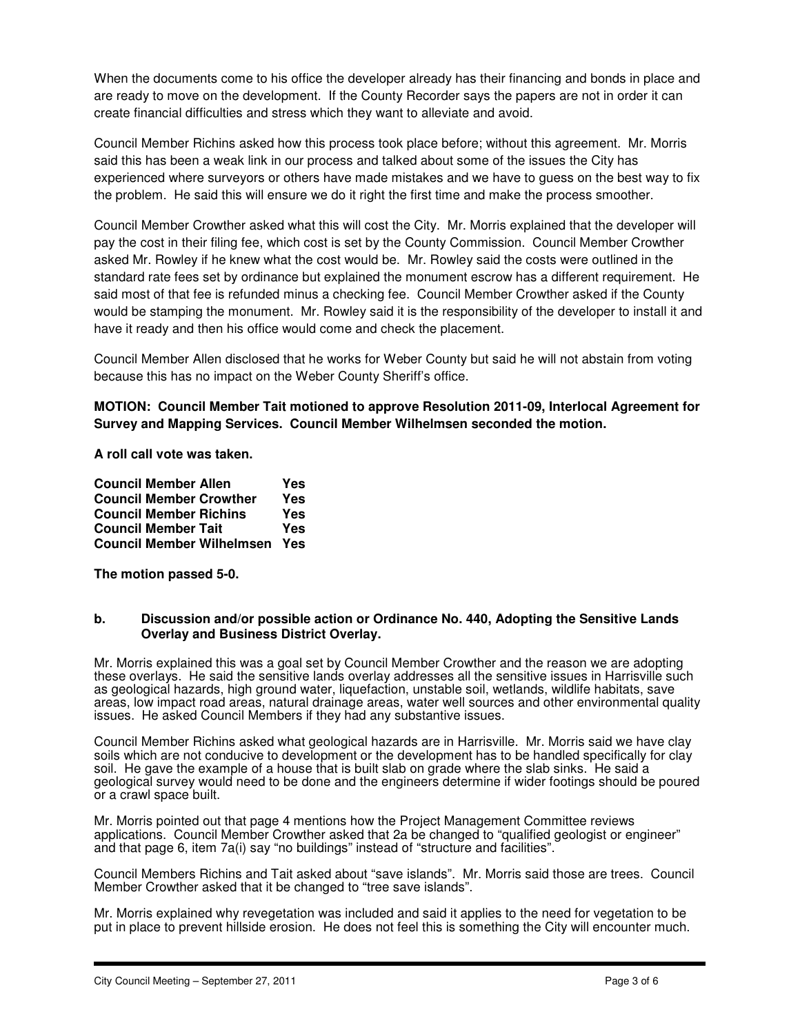When the documents come to his office the developer already has their financing and bonds in place and are ready to move on the development. If the County Recorder says the papers are not in order it can create financial difficulties and stress which they want to alleviate and avoid.

Council Member Richins asked how this process took place before; without this agreement. Mr. Morris said this has been a weak link in our process and talked about some of the issues the City has experienced where surveyors or others have made mistakes and we have to guess on the best way to fix the problem. He said this will ensure we do it right the first time and make the process smoother.

Council Member Crowther asked what this will cost the City. Mr. Morris explained that the developer will pay the cost in their filing fee, which cost is set by the County Commission. Council Member Crowther asked Mr. Rowley if he knew what the cost would be. Mr. Rowley said the costs were outlined in the standard rate fees set by ordinance but explained the monument escrow has a different requirement. He said most of that fee is refunded minus a checking fee. Council Member Crowther asked if the County would be stamping the monument. Mr. Rowley said it is the responsibility of the developer to install it and have it ready and then his office would come and check the placement.

Council Member Allen disclosed that he works for Weber County but said he will not abstain from voting because this has no impact on the Weber County Sheriff's office.

**MOTION: Council Member Tait motioned to approve Resolution 2011-09, Interlocal Agreement for Survey and Mapping Services. Council Member Wilhelmsen seconded the motion.**

**A roll call vote was taken.**

| | |
|---|---|
| **Council Member Allen** | **Yes** |
| **Council Member Crowther** | **Yes** |
| **Council Member Richins** | **Yes** |
| **Council Member Tait** | **Yes** |
| **Council Member Wilhelmsen** | **Yes** |

**The motion passed 5-0.**

**b. Discussion and/or possible action or Ordinance No. 440, Adopting the Sensitive Lands Overlay and Business District Overlay.**

Mr. Morris explained this was a goal set by Council Member Crowther and the reason we are adopting these overlays. He said the sensitive lands overlay addresses all the sensitive issues in Harrisville such as geological hazards, high ground water, liquefaction, unstable soil, wetlands, wildlife habitats, save areas, low impact road areas, natural drainage areas, water well sources and other environmental quality issues. He asked Council Members if they had any substantive issues.

Council Member Richins asked what geological hazards are in Harrisville. Mr. Morris said we have clay soils which are not conducive to development or the development has to be handled specifically for clay soil. He gave the example of a house that is built slab on grade where the slab sinks. He said a geological survey would need to be done and the engineers determine if wider footings should be poured or a crawl space built.

Mr. Morris pointed out that page 4 mentions how the Project Management Committee reviews applications. Council Member Crowther asked that 2a be changed to "qualified geologist or engineer" and that page 6, item 7a(i) say "no buildings" instead of "structure and facilities".

Council Members Richins and Tait asked about "save islands". Mr. Morris said those are trees. Council Member Crowther asked that it be changed to "tree save islands".

Mr. Morris explained why revegetation was included and said it applies to the need for vegetation to be put in place to prevent hillside erosion. He does not feel this is something the City will encounter much.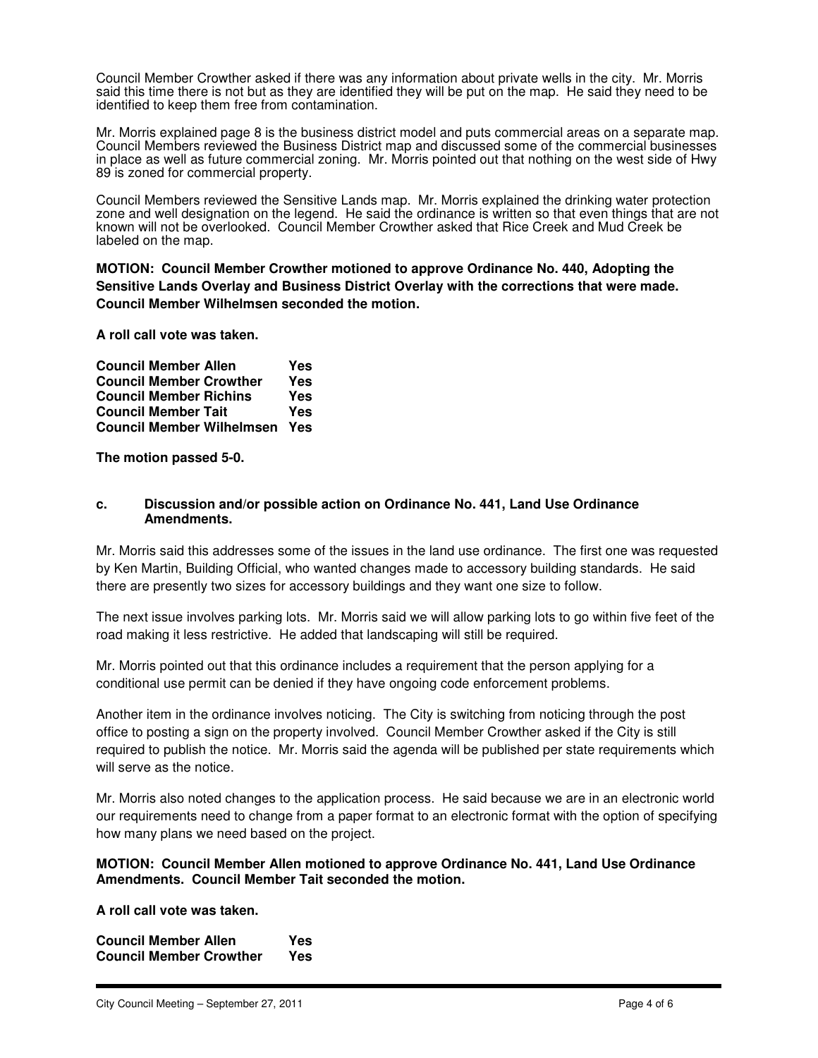Council Member Crowther asked if there was any information about private wells in the city. Mr. Morris said this time there is not but as they are identified they will be put on the map. He said they need to be identified to keep them free from contamination.

Mr. Morris explained page 8 is the business district model and puts commercial areas on a separate map. Council Members reviewed the Business District map and discussed some of the commercial businesses in place as well as future commercial zoning. Mr. Morris pointed out that nothing on the west side of Hwy 89 is zoned for commercial property.

Council Members reviewed the Sensitive Lands map. Mr. Morris explained the drinking water protection zone and well designation on the legend. He said the ordinance is written so that even things that are not known will not be overlooked. Council Member Crowther asked that Rice Creek and Mud Creek be labeled on the map.

**MOTION: Council Member Crowther motioned to approve Ordinance No. 440, Adopting the Sensitive Lands Overlay and Business District Overlay with the corrections that were made. Council Member Wilhelmsen seconded the motion.**

**A roll call vote was taken.**

| | |
|---|---|
| **Council Member Allen** | **Yes** |
| **Council Member Crowther** | **Yes** |
| **Council Member Richins** | **Yes** |
| **Council Member Tait** | **Yes** |
| **Council Member Wilhelmsen** | **Yes** |

**The motion passed 5-0.**

### c. Discussion and/or possible action on Ordinance No. 441, Land Use Ordinance Amendments.

Mr. Morris said this addresses some of the issues in the land use ordinance. The first one was requested by Ken Martin, Building Official, who wanted changes made to accessory building standards. He said there are presently two sizes for accessory buildings and they want one size to follow.

The next issue involves parking lots. Mr. Morris said we will allow parking lots to go within five feet of the road making it less restrictive. He added that landscaping will still be required.

Mr. Morris pointed out that this ordinance includes a requirement that the person applying for a conditional use permit can be denied if they have ongoing code enforcement problems.

Another item in the ordinance involves noticing. The City is switching from noticing through the post office to posting a sign on the property involved. Council Member Crowther asked if the City is still required to publish the notice. Mr. Morris said the agenda will be published per state requirements which will serve as the notice.

Mr. Morris also noted changes to the application process. He said because we are in an electronic world our requirements need to change from a paper format to an electronic format with the option of specifying how many plans we need based on the project.

**MOTION: Council Member Allen motioned to approve Ordinance No. 441, Land Use Ordinance Amendments. Council Member Tait seconded the motion.**

**A roll call vote was taken.**

| | |
|---|---|
| **Council Member Allen** | **Yes** |
| **Council Member Crowther** | **Yes** |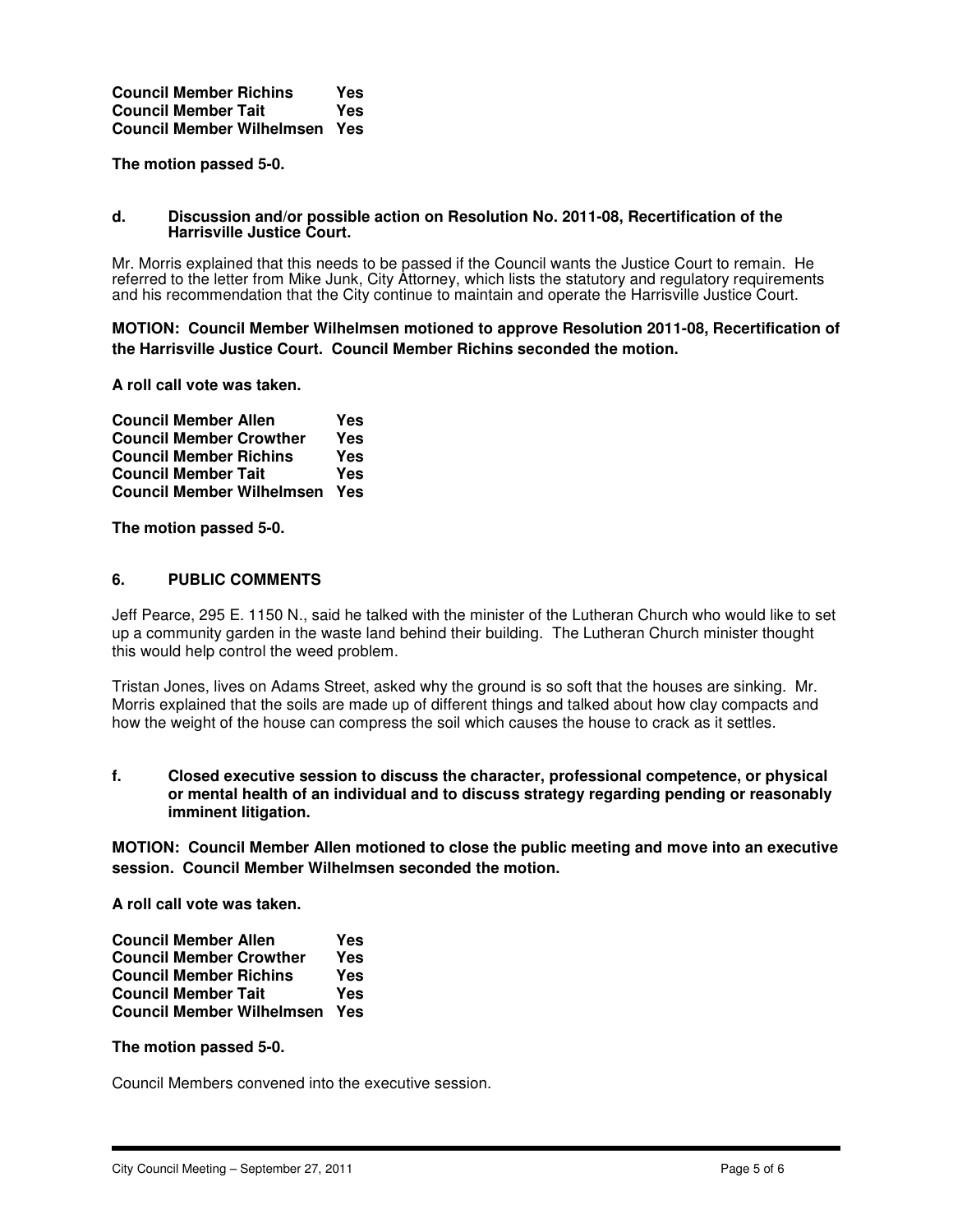**Council Member Richins Yes**
**Council Member Tait Yes**
**Council Member Wilhelmsen Yes**

**The motion passed 5-0.**

**d. Discussion and/or possible action on Resolution No. 2011-08, Recertification of the Harrisville Justice Court.**

Mr. Morris explained that this needs to be passed if the Council wants the Justice Court to remain. He referred to the letter from Mike Junk, City Attorney, which lists the statutory and regulatory requirements and his recommendation that the City continue to maintain and operate the Harrisville Justice Court.

**MOTION: Council Member Wilhelmsen motioned to approve Resolution 2011-08, Recertification of the Harrisville Justice Court. Council Member Richins seconded the motion.**

**A roll call vote was taken.**

**Council Member Allen Yes**
**Council Member Crowther Yes**
**Council Member Richins Yes**
**Council Member Tait Yes**
**Council Member Wilhelmsen Yes**

**The motion passed 5-0.**

**6. PUBLIC COMMENTS**

Jeff Pearce, 295 E. 1150 N., said he talked with the minister of the Lutheran Church who would like to set up a community garden in the waste land behind their building. The Lutheran Church minister thought this would help control the weed problem.

Tristan Jones, lives on Adams Street, asked why the ground is so soft that the houses are sinking. Mr. Morris explained that the soils are made up of different things and talked about how clay compacts and how the weight of the house can compress the soil which causes the house to crack as it settles.

**f. Closed executive session to discuss the character, professional competence, or physical or mental health of an individual and to discuss strategy regarding pending or reasonably imminent litigation.**

**MOTION: Council Member Allen motioned to close the public meeting and move into an executive session. Council Member Wilhelmsen seconded the motion.**

**A roll call vote was taken.**

**Council Member Allen Yes**
**Council Member Crowther Yes**
**Council Member Richins Yes**
**Council Member Tait Yes**
**Council Member Wilhelmsen Yes**

**The motion passed 5-0.**

Council Members convened into the executive session.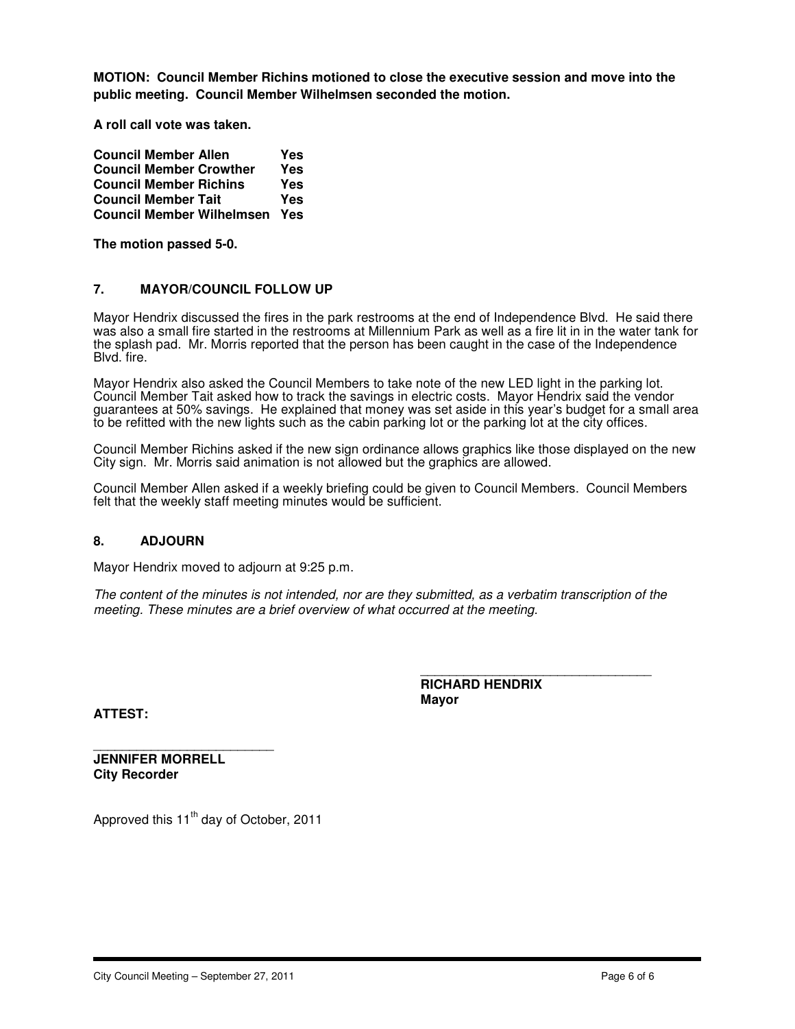**MOTION: Council Member Richins motioned to close the executive session and move into the public meeting. Council Member Wilhelmsen seconded the motion.**

**A roll call vote was taken.**

| | |
|---|---|
| **Council Member Allen** | **Yes** |
| **Council Member Crowther** | **Yes** |
| **Council Member Richins** | **Yes** |
| **Council Member Tait** | **Yes** |
| **Council Member Wilhelmsen** | **Yes** |

**The motion passed 5-0.**

## 7. MAYOR/COUNCIL FOLLOW UP

Mayor Hendrix discussed the fires in the park restrooms at the end of Independence Blvd. He said there was also a small fire started in the restrooms at Millennium Park as well as a fire lit in in the water tank for the splash pad. Mr. Morris reported that the person has been caught in the case of the Independence Blvd. fire.

Mayor Hendrix also asked the Council Members to take note of the new LED light in the parking lot. Council Member Tait asked how to track the savings in electric costs. Mayor Hendrix said the vendor guarantees at 50% savings. He explained that money was set aside in this year's budget for a small area to be refitted with the new lights such as the cabin parking lot or the parking lot at the city offices.

Council Member Richins asked if the new sign ordinance allows graphics like those displayed on the new City sign. Mr. Morris said animation is not allowed but the graphics are allowed.

Council Member Allen asked if a weekly briefing could be given to Council Members. Council Members felt that the weekly staff meeting minutes would be sufficient.

## 8. ADJOURN

Mayor Hendrix moved to adjourn at 9:25 p.m.

*The content of the minutes is not intended, nor are they submitted, as a verbatim transcription of the meeting. These minutes are a brief overview of what occurred at the meeting.*

\_\_\_\_\_\_\_\_\_\_\_\_\_\_\_\_\_\_\_\_\_\_\_\_\_\_\_\_\_\_\_\_
**RICHARD HENDRIX**
**Mayor**

**ATTEST:**

\_\_\_\_\_\_\_\_\_\_\_\_\_\_\_\_\_\_\_\_\_\_\_\_\_\_
**JENNIFER MORRELL**
**City Recorder**

Approved this 11th day of October, 2011